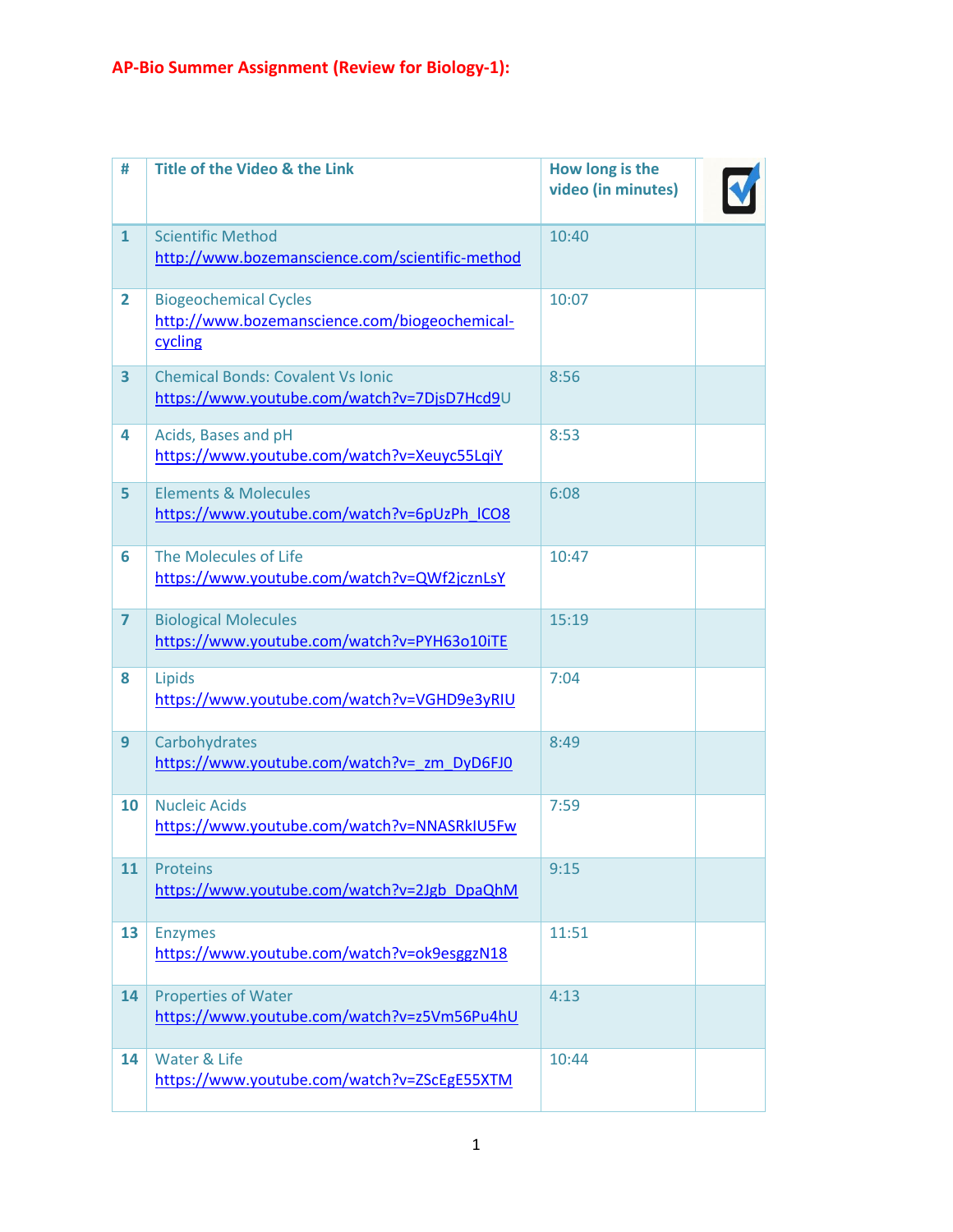**AP-Bio Summer Assignment (Review for Biology-1):**

| # | Title of the Video & the Link | How long is the video (in minutes) | |
|---|---|---|---|
| 1 | Scientific Method http://www.bozemanscience.com/scientific-method | 10:40 | |
| 2 | Biogeochemical Cycles http://www.bozemanscience.com/biogeochemical-cycling | 10:07 | |
| 3 | Chemical Bonds: Covalent Vs Ionic https://www.youtube.com/watch?v=7DjsD7Hcd9U | 8:56 | |
| 4 | Acids, Bases and pH https://www.youtube.com/watch?v=Xeuyc55LqiY | 8:53 | |
| 5 | Elements & Molecules https://www.youtube.com/watch?v=6pUzPh_lCO8 | 6:08 | |
| 6 | The Molecules of Life https://www.youtube.com/watch?v=QWf2jcznLsY | 10:47 | |
| 7 | Biological Molecules https://www.youtube.com/watch?v=PYH63o10iTE | 15:19 | |
| 8 | Lipids https://www.youtube.com/watch?v=VGHD9e3yRIU | 7:04 | |
| 9 | Carbohydrates https://www.youtube.com/watch?v=_zm_DyD6FJ0 | 8:49 | |
| 10 | Nucleic Acids https://www.youtube.com/watch?v=NNASRkIU5Fw | 7:59 | |
| 11 | Proteins https://www.youtube.com/watch?v=2Jgb_DpaQhM | 9:15 | |
| 13 | Enzymes https://www.youtube.com/watch?v=ok9esggzN18 | 11:51 | |
| 14 | Properties of Water https://www.youtube.com/watch?v=z5Vm56Pu4hU | 4:13 | |
| 14 | Water & Life https://www.youtube.com/watch?v=ZScEgE55XTM | 10:44 | |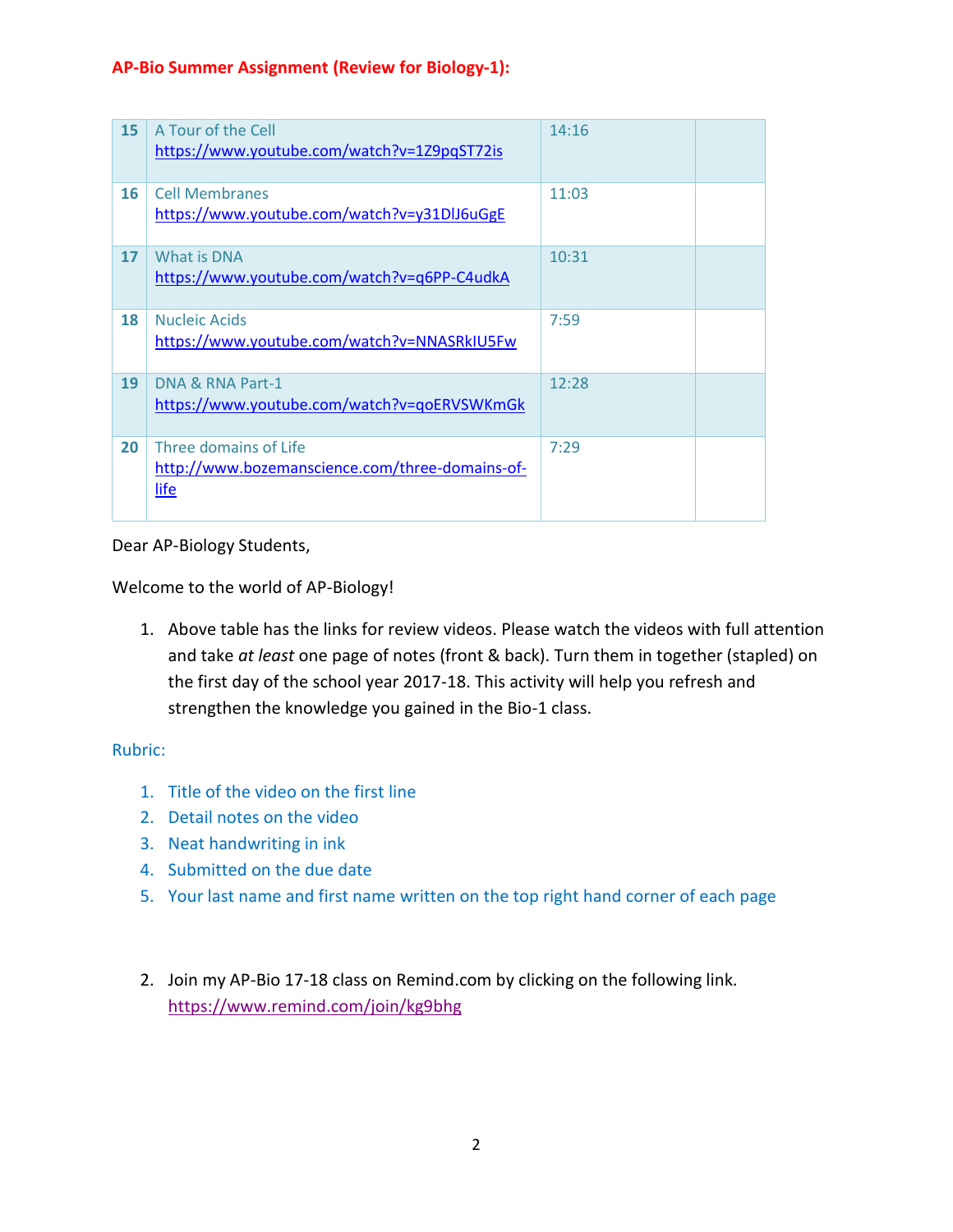**AP-Bio Summer Assignment (Review for Biology-1):**

| | | | |
|---|---|---|---|
| 15 | A Tour of the Cell<br>https://www.youtube.com/watch?v=1Z9pqST72is | 14:16 | |
| 16 | Cell Membranes<br>https://www.youtube.com/watch?v=y31DlJ6uGgE | 11:03 | |
| 17 | What is DNA<br>https://www.youtube.com/watch?v=q6PP-C4udkA | 10:31 | |
| 18 | Nucleic Acids<br>https://www.youtube.com/watch?v=NNASRkIU5Fw | 7:59 | |
| 19 | DNA & RNA Part-1<br>https://www.youtube.com/watch?v=qoERVSWKmGk | 12:28 | |
| 20 | Three domains of Life<br>http://www.bozemanscience.com/three-domains-of-life | 7:29 | |

Dear AP-Biology Students,

Welcome to the world of AP-Biology!

1. Above table has the links for review videos. Please watch the videos with full attention and take *at least* one page of notes (front & back). Turn them in together (stapled) on the first day of the school year 2017-18. This activity will help you refresh and strengthen the knowledge you gained in the Bio-1 class.

Rubric:

1. Title of the video on the first line
2. Detail notes on the video
3. Neat handwriting in ink
4. Submitted on the due date
5. Your last name and first name written on the top right hand corner of each page

2. Join my AP-Bio 17-18 class on Remind.com by clicking on the following link. https://www.remind.com/join/kg9bhg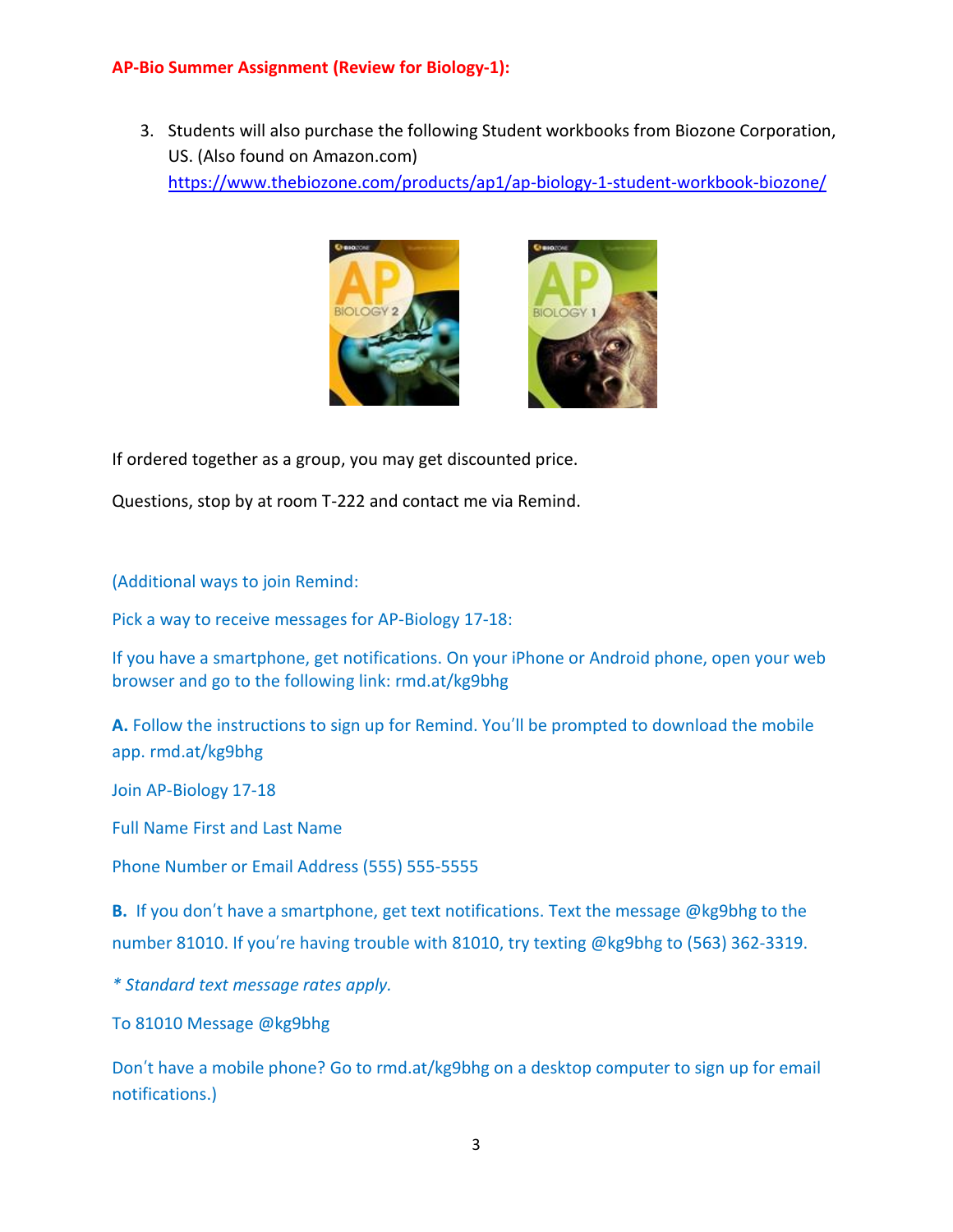**AP-Bio Summer Assignment (Review for Biology-1):**

3. Students will also purchase the following Student workbooks from Biozone Corporation, US. (Also found on Amazon.com) https://www.thebiozone.com/products/ap1/ap-biology-1-student-workbook-biozone/

If ordered together as a group, you may get discounted price.

Questions, stop by at room T-222 and contact me via Remind.

(Additional ways to join Remind:

Pick a way to receive messages for AP-Biology 17-18:

If you have a smartphone, get notifications. On your iPhone or Android phone, open your web browser and go to the following link: rmd.at/kg9bhg

**A.** Follow the instructions to sign up for Remind. You'll be prompted to download the mobile app. rmd.at/kg9bhg

Join AP-Biology 17-18

Full Name First and Last Name

Phone Number or Email Address (555) 555-5555

**B.** If you don't have a smartphone, get text notifications. Text the message @kg9bhg to the number 81010. If you're having trouble with 81010, try texting @kg9bhg to (563) 362-3319.

*\* Standard text message rates apply.*

To 81010 Message @kg9bhg

Don't have a mobile phone? Go to rmd.at/kg9bhg on a desktop computer to sign up for email notifications.)